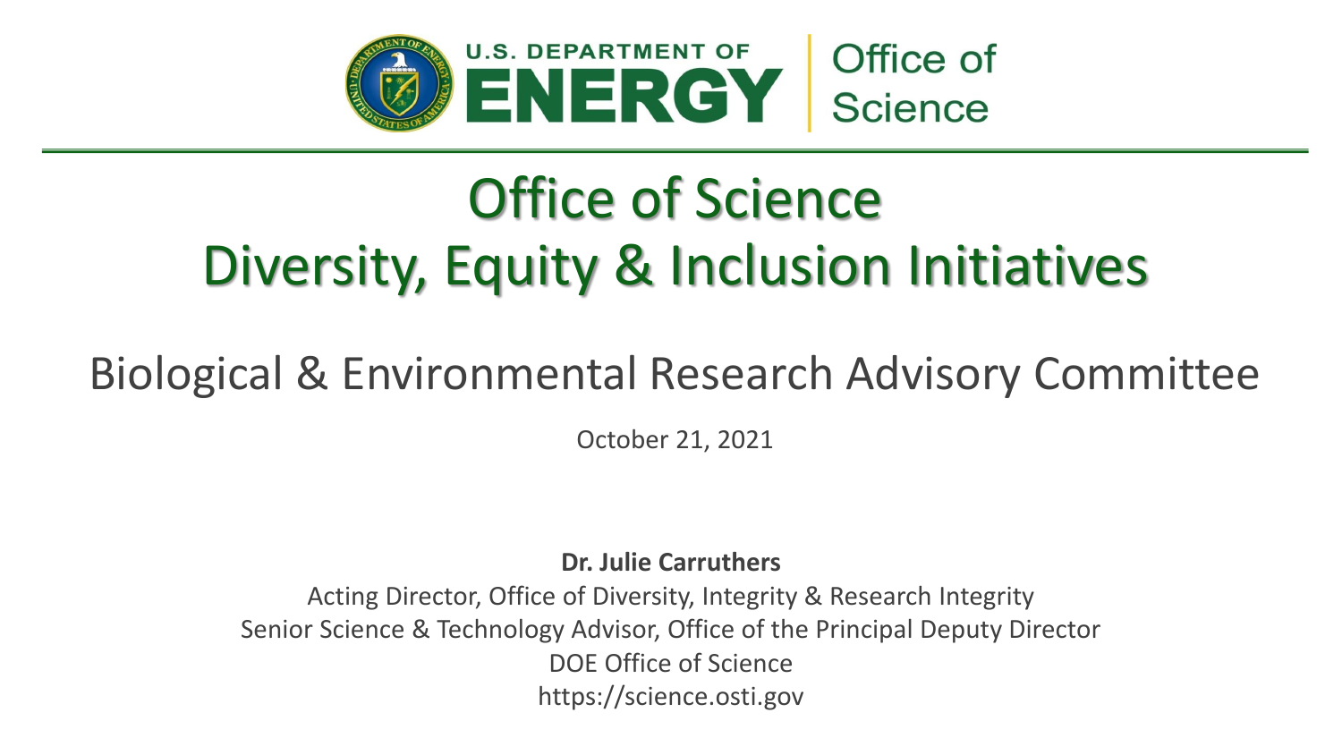U.S. DEPARTMENT OF ENERGY | Office of Science

# Office of Science Diversity, Equity & Inclusion Initiatives

## Biological & Environmental Research Advisory Committee

October 21, 2021

**Dr. Julie Carruthers**

Acting Director, Office of Diversity, Integrity & Research Integrity

Senior Science & Technology Advisor, Office of the Principal Deputy Director

DOE Office of Science

https://science.osti.gov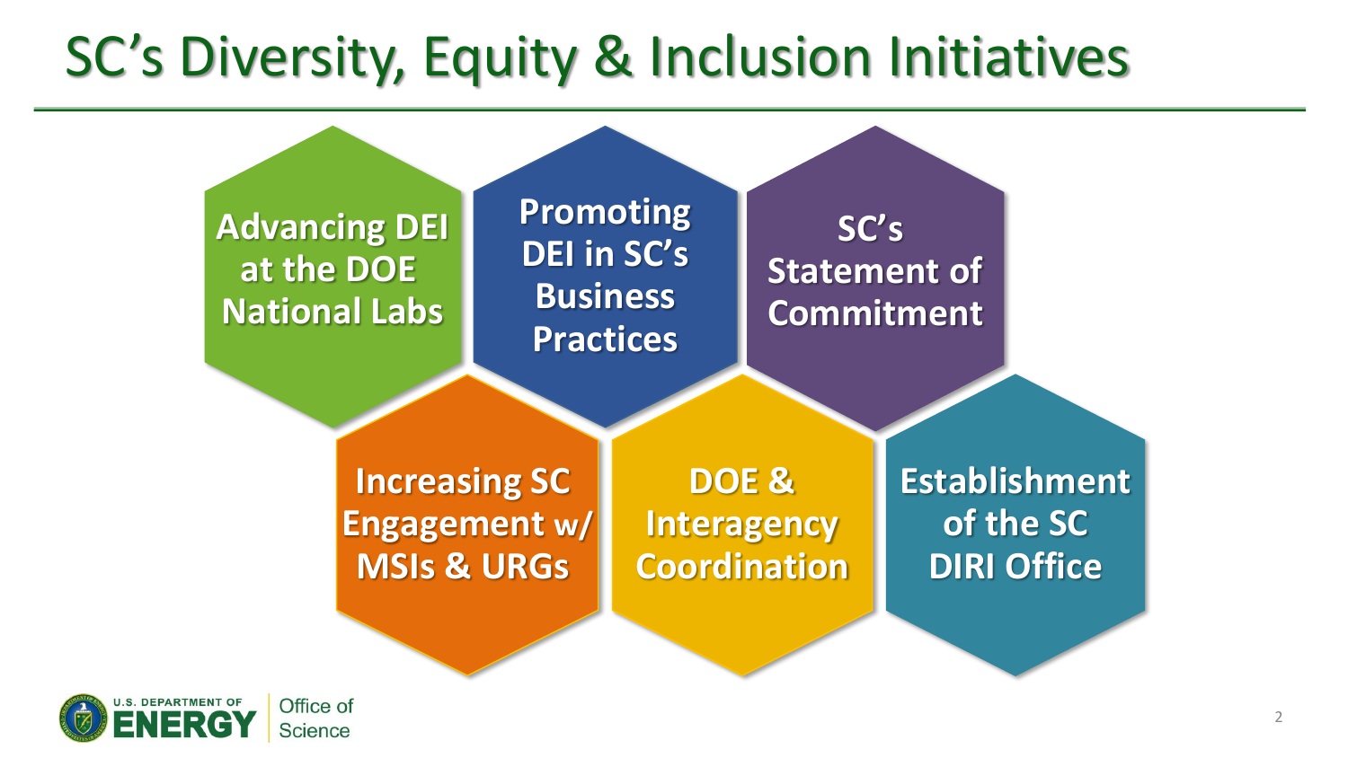# SC's Diversity, Equity & Inclusion Initiatives

- Advancing DEI at the DOE National Labs
- Promoting DEI in SC's Business Practices
- SC's Statement of Commitment
- Increasing SC Engagement w/ MSIs & URGs
- DOE & Interagency Coordination
- Establishment of the SC DIRI Office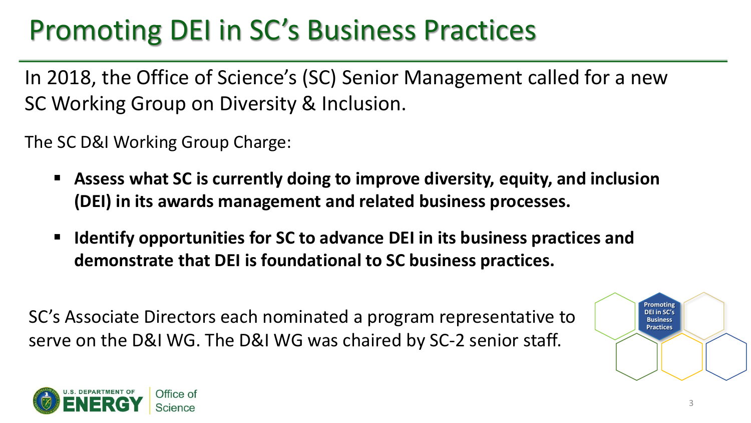# Promoting DEI in SC's Business Practices

In 2018, the Office of Science's (SC) Senior Management called for a new SC Working Group on Diversity & Inclusion.

The SC D&I Working Group Charge:

- **Assess what SC is currently doing to improve diversity, equity, and inclusion (DEI) in its awards management and related business processes.**
- **Identify opportunities for SC to advance DEI in its business practices and demonstrate that DEI is foundational to SC business practices.**

SC's Associate Directors each nominated a program representative to serve on the D&I WG. The D&I WG was chaired by SC-2 senior staff.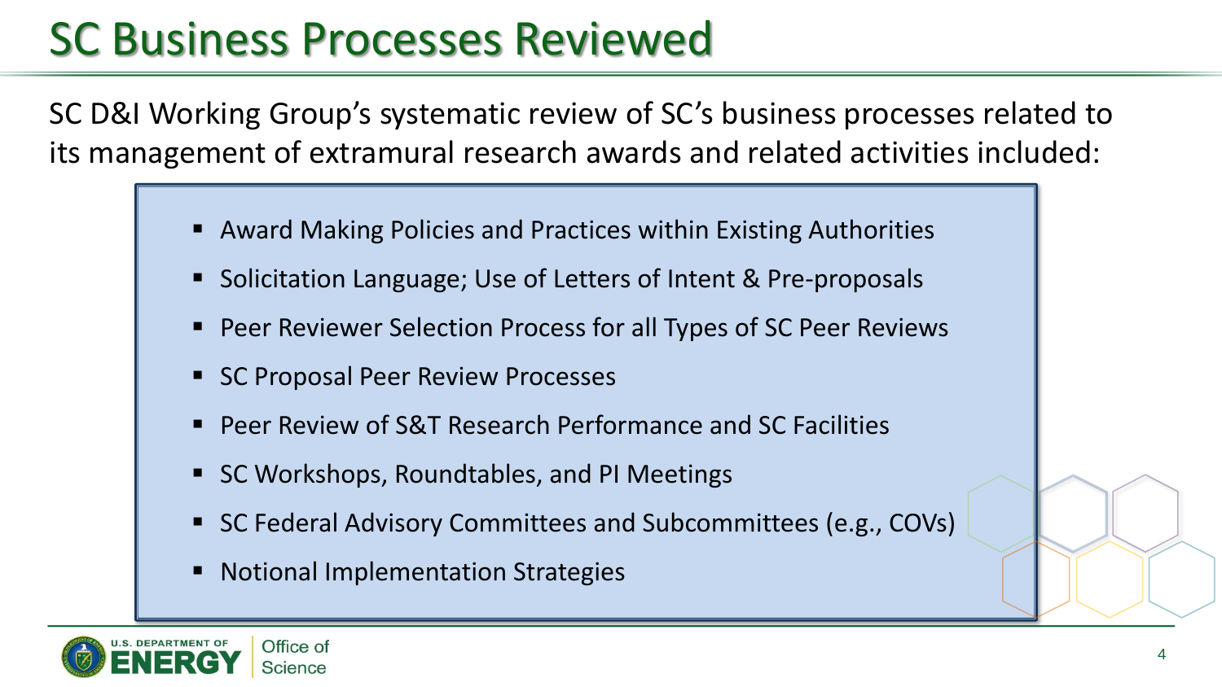# SC Business Processes Reviewed

SC D&I Working Group's systematic review of SC's business processes related to its management of extramural research awards and related activities included:

- Award Making Policies and Practices within Existing Authorities
- Solicitation Language; Use of Letters of Intent & Pre-proposals
- Peer Reviewer Selection Process for all Types of SC Peer Reviews
- SC Proposal Peer Review Processes
- Peer Review of S&T Research Performance and SC Facilities
- SC Workshops, Roundtables, and PI Meetings
- SC Federal Advisory Committees and Subcommittees (e.g., COVs)
- Notional Implementation Strategies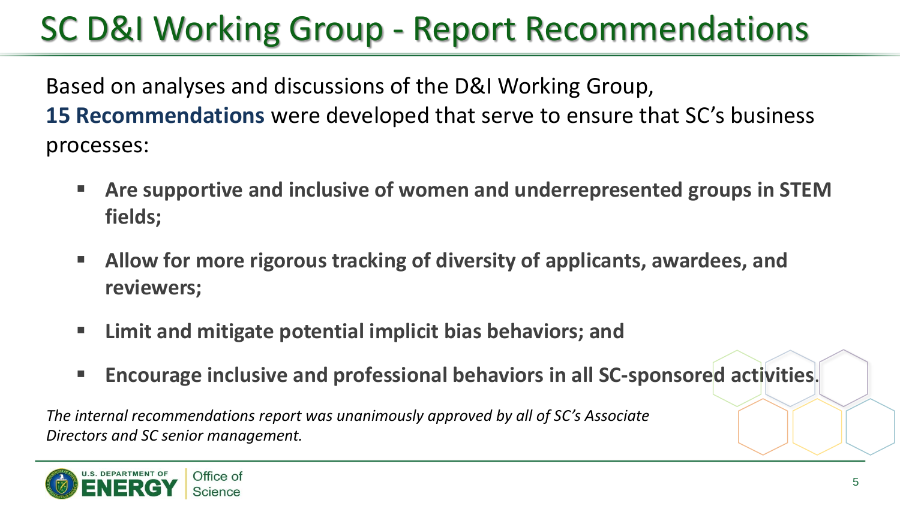# SC D&I Working Group - Report Recommendations

Based on analyses and discussions of the D&I Working Group, **15 Recommendations** were developed that serve to ensure that SC's business processes:

- **Are supportive and inclusive of women and underrepresented groups in STEM fields;**
- **Allow for more rigorous tracking of diversity of applicants, awardees, and reviewers;**
- **Limit and mitigate potential implicit bias behaviors; and**
- **Encourage inclusive and professional behaviors in all SC-sponsored activities.**

*The internal recommendations report was unanimously approved by all of SC's Associate Directors and SC senior management.*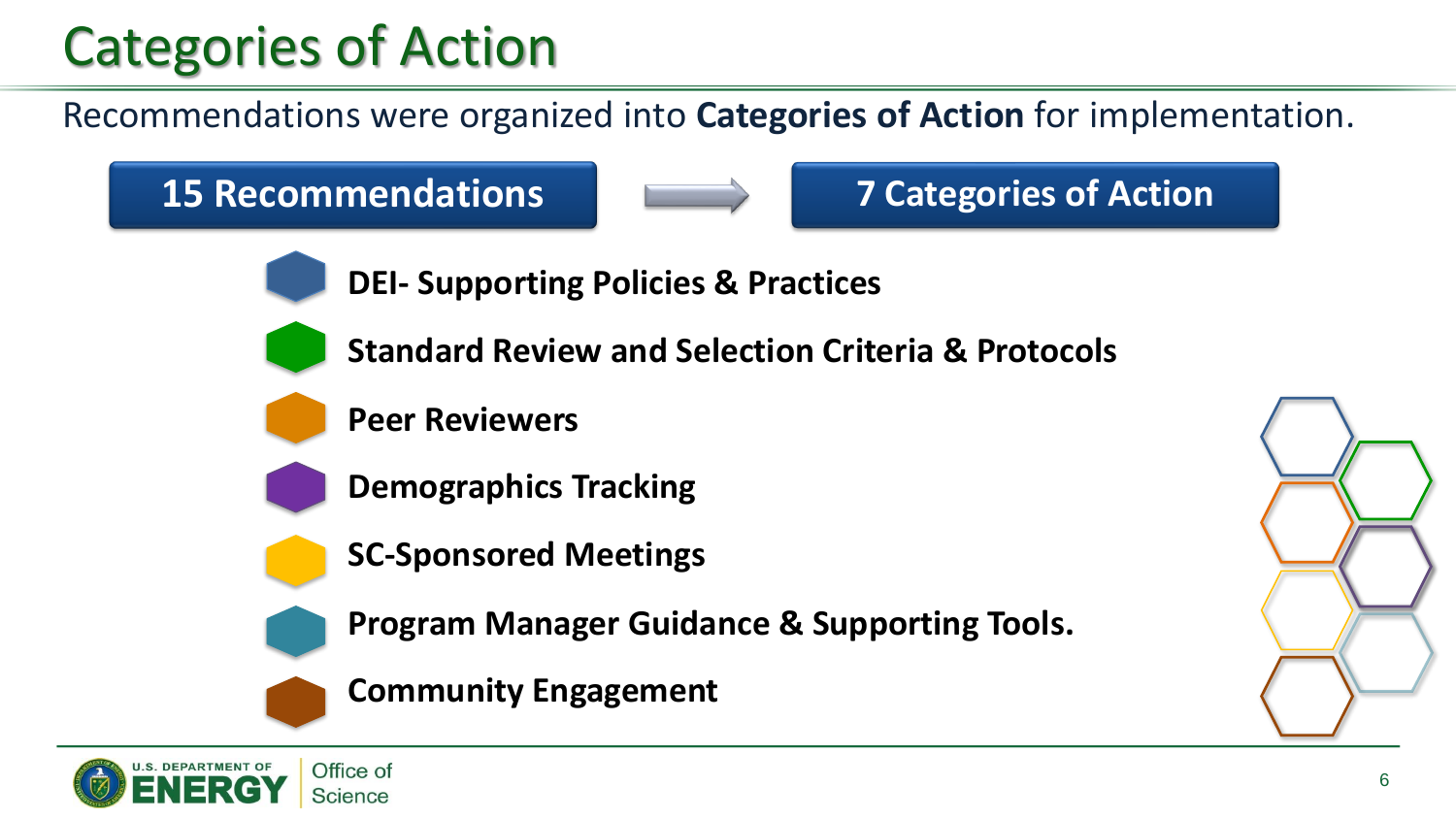# Categories of Action

Recommendations were organized into **Categories of Action** for implementation.

**15 Recommendations** → **7 Categories of Action**

- **DEI- Supporting Policies & Practices**
- **Standard Review and Selection Criteria & Protocols**
- **Peer Reviewers**
- **Demographics Tracking**
- **SC-Sponsored Meetings**
- **Program Manager Guidance & Supporting Tools.**
- **Community Engagement**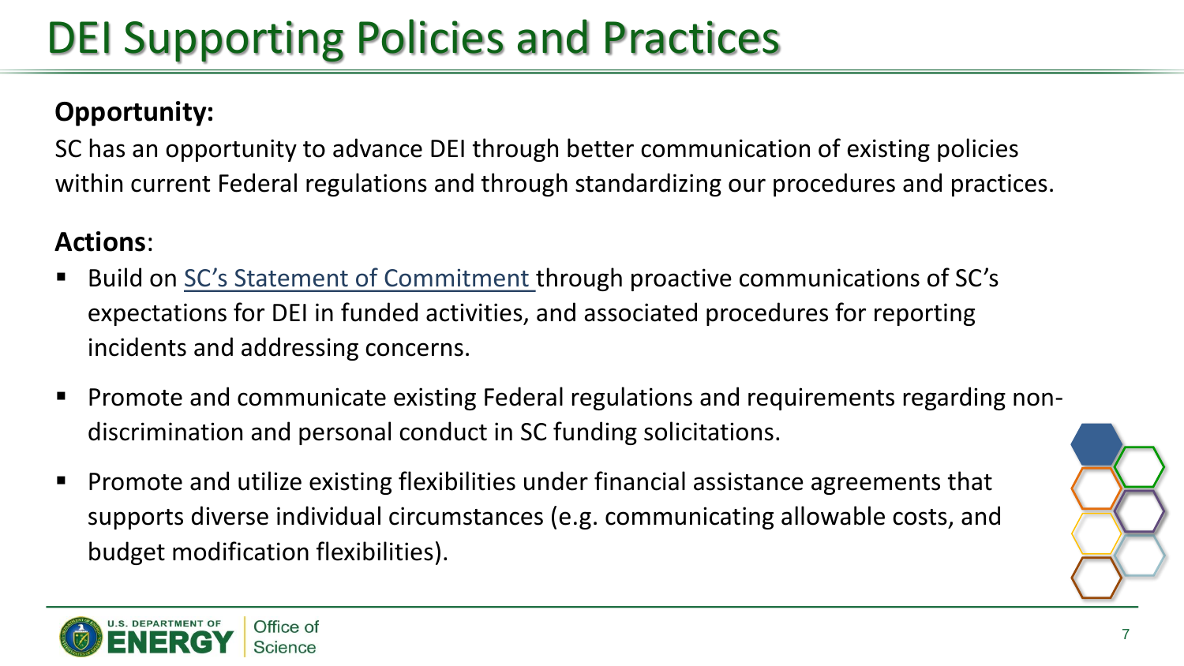# DEI Supporting Policies and Practices

**Opportunity:**

SC has an opportunity to advance DEI through better communication of existing policies within current Federal regulations and through standardizing our procedures and practices.

**Actions**:

- Build on SC's Statement of Commitment through proactive communications of SC's expectations for DEI in funded activities, and associated procedures for reporting incidents and addressing concerns.
- Promote and communicate existing Federal regulations and requirements regarding non-discrimination and personal conduct in SC funding solicitations.
- Promote and utilize existing flexibilities under financial assistance agreements that supports diverse individual circumstances (e.g. communicating allowable costs, and budget modification flexibilities).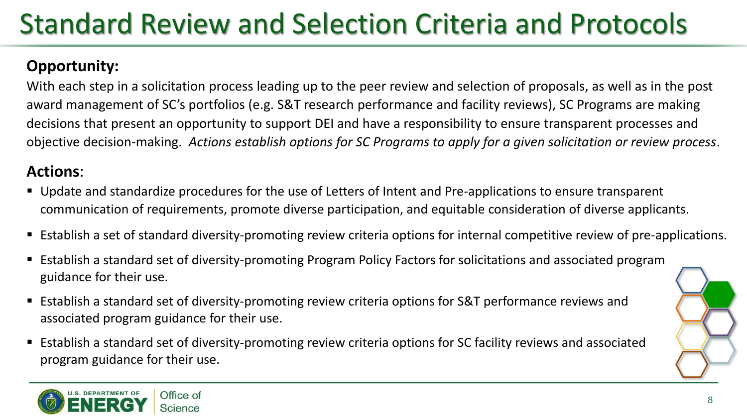# Standard Review and Selection Criteria and Protocols

**Opportunity:**

With each step in a solicitation process leading up to the peer review and selection of proposals, as well as in the post award management of SC's portfolios (e.g. S&T research performance and facility reviews), SC Programs are making decisions that present an opportunity to support DEI and have a responsibility to ensure transparent processes and objective decision-making. *Actions establish options for SC Programs to apply for a given solicitation or review process*.

**Actions**:

- Update and standardize procedures for the use of Letters of Intent and Pre-applications to ensure transparent communication of requirements, promote diverse participation, and equitable consideration of diverse applicants.
- Establish a set of standard diversity-promoting review criteria options for internal competitive review of pre-applications.
- Establish a standard set of diversity-promoting Program Policy Factors for solicitations and associated program guidance for their use.
- Establish a standard set of diversity-promoting review criteria options for S&T performance reviews and associated program guidance for their use.
- Establish a standard set of diversity-promoting review criteria options for SC facility reviews and associated program guidance for their use.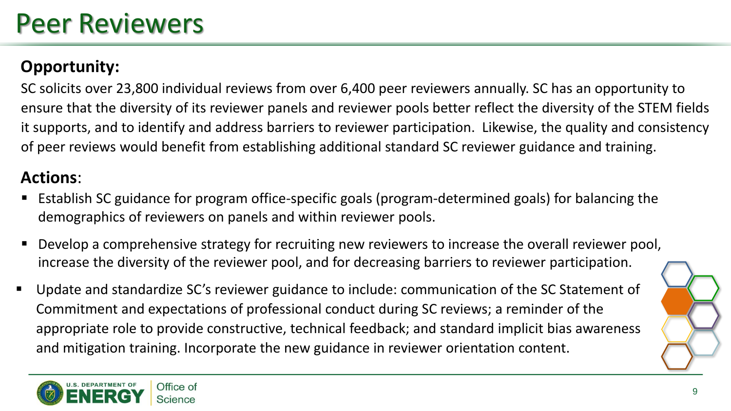# Peer Reviewers

## Opportunity:

SC solicits over 23,800 individual reviews from over 6,400 peer reviewers annually. SC has an opportunity to ensure that the diversity of its reviewer panels and reviewer pools better reflect the diversity of the STEM fields it supports, and to identify and address barriers to reviewer participation. Likewise, the quality and consistency of peer reviews would benefit from establishing additional standard SC reviewer guidance and training.

## Actions:

- Establish SC guidance for program office-specific goals (program-determined goals) for balancing the demographics of reviewers on panels and within reviewer pools.
- Develop a comprehensive strategy for recruiting new reviewers to increase the overall reviewer pool, increase the diversity of the reviewer pool, and for decreasing barriers to reviewer participation.
- Update and standardize SC's reviewer guidance to include: communication of the SC Statement of Commitment and expectations of professional conduct during SC reviews; a reminder of the appropriate role to provide constructive, technical feedback; and standard implicit bias awareness and mitigation training. Incorporate the new guidance in reviewer orientation content.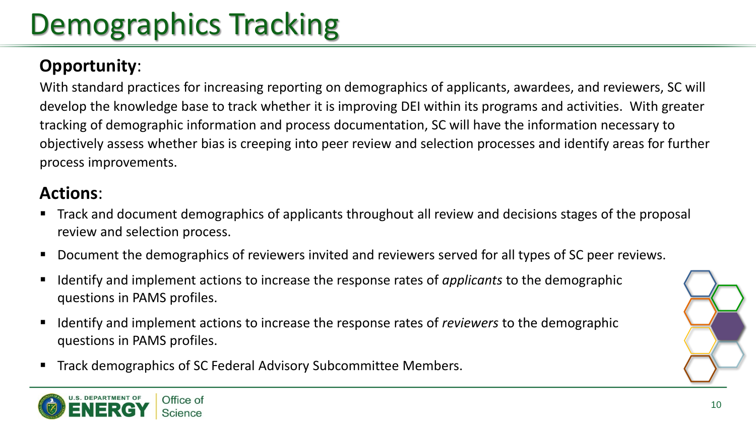# Demographics Tracking

**Opportunity**:

With standard practices for increasing reporting on demographics of applicants, awardees, and reviewers, SC will develop the knowledge base to track whether it is improving DEI within its programs and activities. With greater tracking of demographic information and process documentation, SC will have the information necessary to objectively assess whether bias is creeping into peer review and selection processes and identify areas for further process improvements.

**Actions**:

- Track and document demographics of applicants throughout all review and decisions stages of the proposal review and selection process.
- Document the demographics of reviewers invited and reviewers served for all types of SC peer reviews.
- Identify and implement actions to increase the response rates of *applicants* to the demographic questions in PAMS profiles.
- Identify and implement actions to increase the response rates of *reviewers* to the demographic questions in PAMS profiles.
- Track demographics of SC Federal Advisory Subcommittee Members.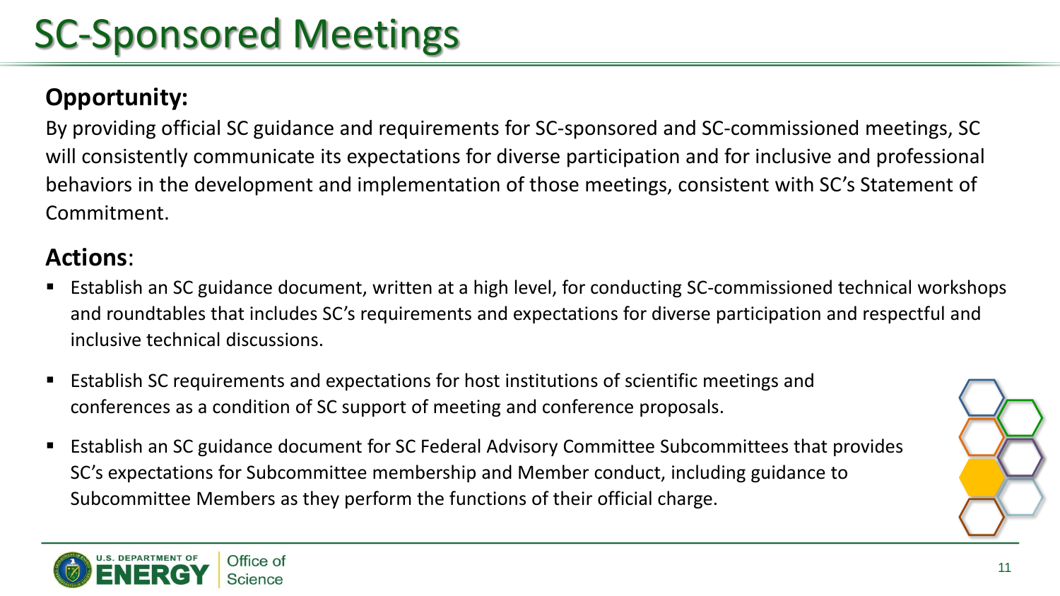# SC-Sponsored Meetings

**Opportunity:**

By providing official SC guidance and requirements for SC-sponsored and SC-commissioned meetings, SC will consistently communicate its expectations for diverse participation and for inclusive and professional behaviors in the development and implementation of those meetings, consistent with SC's Statement of Commitment.

**Actions**:

- Establish an SC guidance document, written at a high level, for conducting SC-commissioned technical workshops and roundtables that includes SC's requirements and expectations for diverse participation and respectful and inclusive technical discussions.
- Establish SC requirements and expectations for host institutions of scientific meetings and conferences as a condition of SC support of meeting and conference proposals.
- Establish an SC guidance document for SC Federal Advisory Committee Subcommittees that provides SC's expectations for Subcommittee membership and Member conduct, including guidance to Subcommittee Members as they perform the functions of their official charge.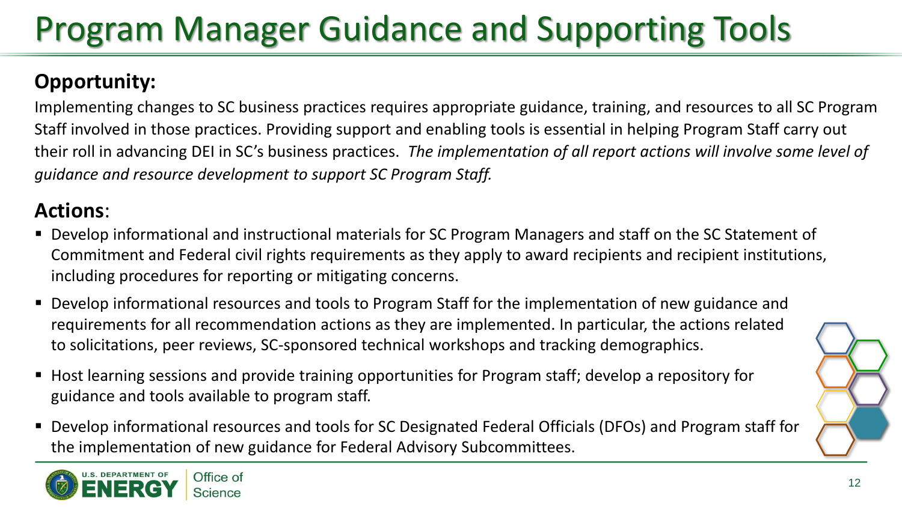# Program Manager Guidance and Supporting Tools

## Opportunity:

Implementing changes to SC business practices requires appropriate guidance, training, and resources to all SC Program Staff involved in those practices. Providing support and enabling tools is essential in helping Program Staff carry out their roll in advancing DEI in SC's business practices. *The implementation of all report actions will involve some level of guidance and resource development to support SC Program Staff.*

## Actions:

- Develop informational and instructional materials for SC Program Managers and staff on the SC Statement of Commitment and Federal civil rights requirements as they apply to award recipients and recipient institutions, including procedures for reporting or mitigating concerns.
- Develop informational resources and tools to Program Staff for the implementation of new guidance and requirements for all recommendation actions as they are implemented. In particular, the actions related to solicitations, peer reviews, SC-sponsored technical workshops and tracking demographics.
- Host learning sessions and provide training opportunities for Program staff; develop a repository for guidance and tools available to program staff.
- Develop informational resources and tools for SC Designated Federal Officials (DFOs) and Program staff for the implementation of new guidance for Federal Advisory Subcommittees.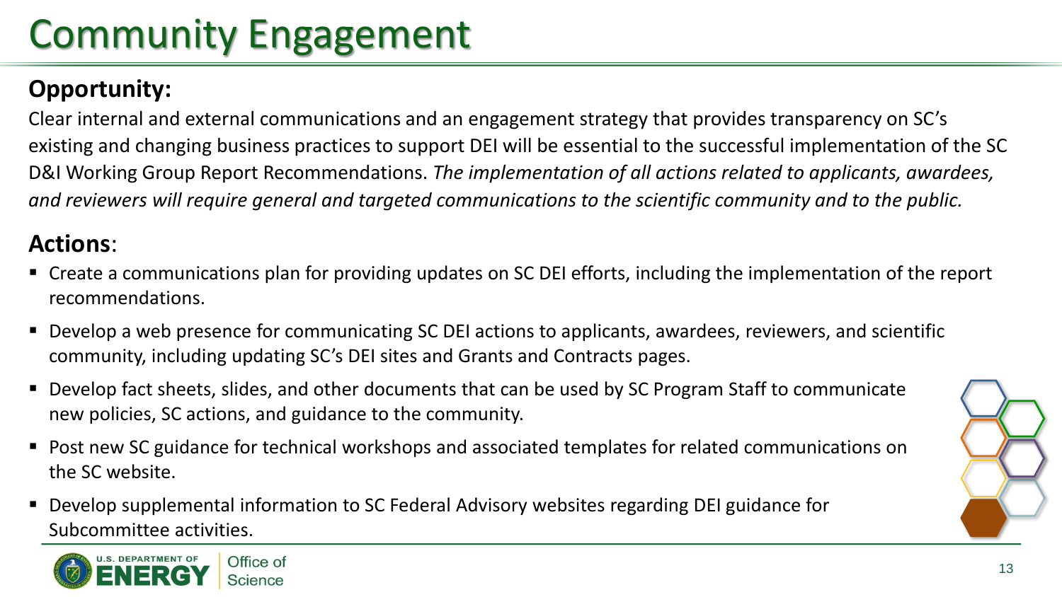# Community Engagement

## Opportunity:

Clear internal and external communications and an engagement strategy that provides transparency on SC's existing and changing business practices to support DEI will be essential to the successful implementation of the SC D&I Working Group Report Recommendations. *The implementation of all actions related to applicants, awardees, and reviewers will require general and targeted communications to the scientific community and to the public.*

## **Actions**:

- Create a communications plan for providing updates on SC DEI efforts, including the implementation of the report recommendations.
- Develop a web presence for communicating SC DEI actions to applicants, awardees, reviewers, and scientific community, including updating SC's DEI sites and Grants and Contracts pages.
- Develop fact sheets, slides, and other documents that can be used by SC Program Staff to communicate new policies, SC actions, and guidance to the community.
- Post new SC guidance for technical workshops and associated templates for related communications on the SC website.
- Develop supplemental information to SC Federal Advisory websites regarding DEI guidance for Subcommittee activities.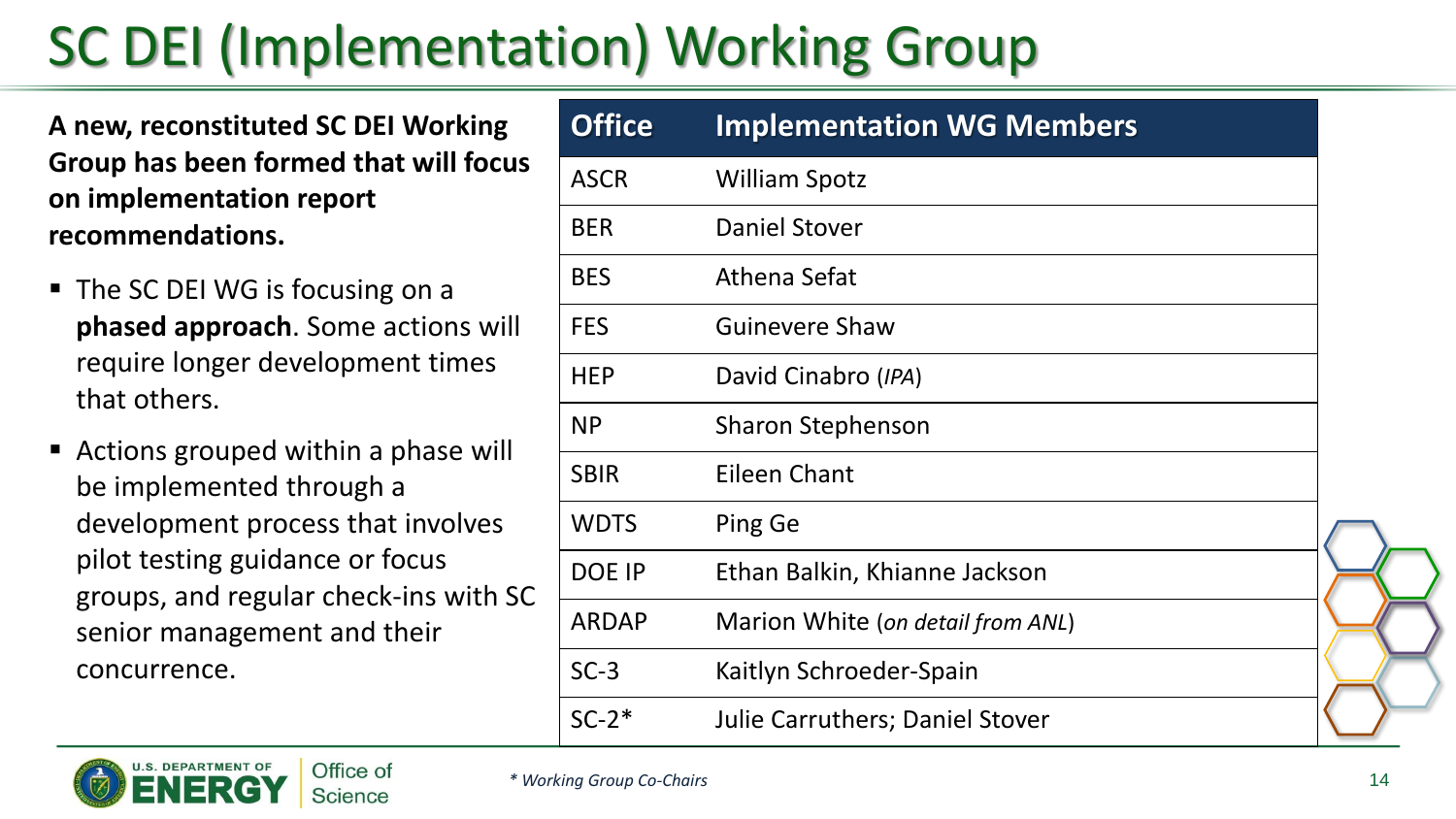# SC DEI (Implementation) Working Group

**A new, reconstituted SC DEI Working Group has been formed that will focus on implementation report recommendations.**

- The SC DEI WG is focusing on a **phased approach**. Some actions will require longer development times that others.
- Actions grouped within a phase will be implemented through a development process that involves pilot testing guidance or focus groups, and regular check-ins with SC senior management and their concurrence.

| Office | Implementation WG Members |
|---|---|
| ASCR | William Spotz |
| BER | Daniel Stover |
| BES | Athena Sefat |
| FES | Guinevere Shaw |
| HEP | David Cinabro (*IPA*) |
| NP | Sharon Stephenson |
| SBIR | Eileen Chant |
| WDTS | Ping Ge |
| DOE IP | Ethan Balkin, Khianne Jackson |
| ARDAP | Marion White (*on detail from ANL*) |
| SC-3 | Kaitlyn Schroeder-Spain |
| SC-2* | Julie Carruthers; Daniel Stover |

*\* Working Group Co-Chairs*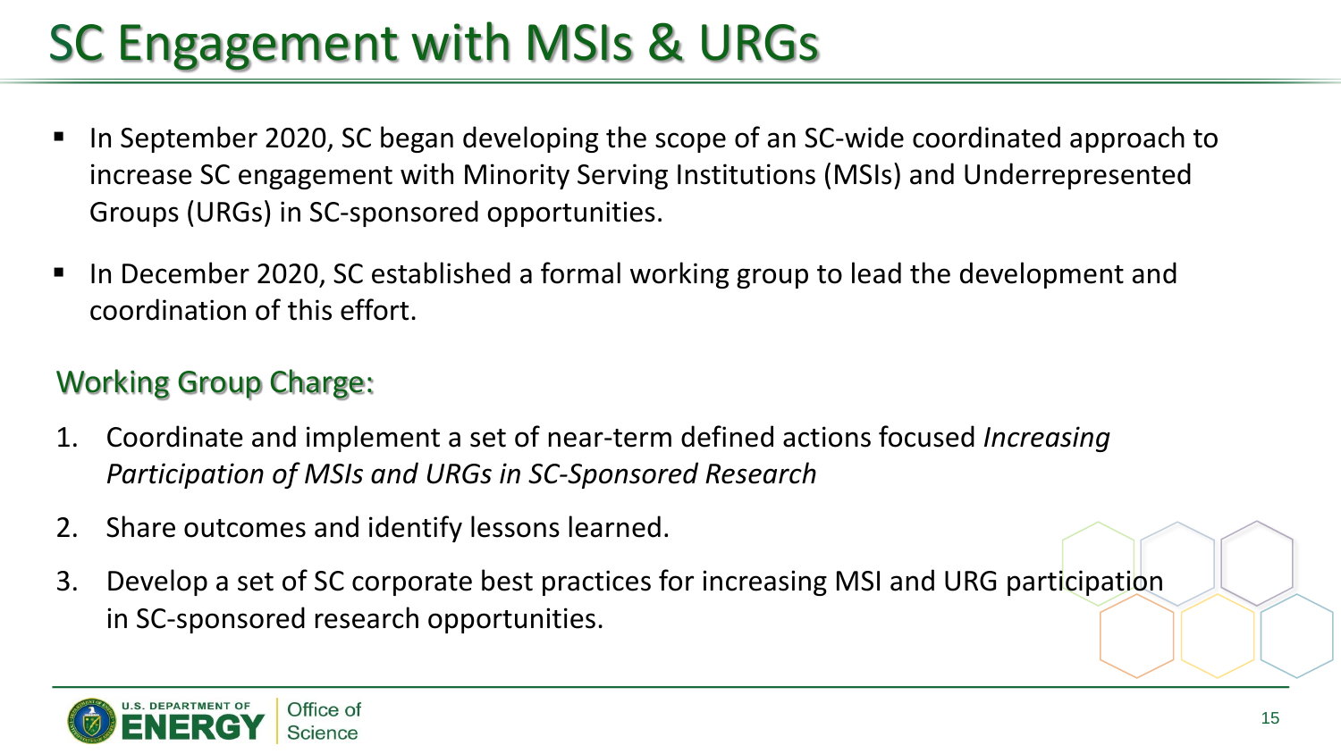# SC Engagement with MSIs & URGs

- In September 2020, SC began developing the scope of an SC-wide coordinated approach to increase SC engagement with Minority Serving Institutions (MSIs) and Underrepresented Groups (URGs) in SC-sponsored opportunities.
- In December 2020, SC established a formal working group to lead the development and coordination of this effort.

## Working Group Charge:

1. Coordinate and implement a set of near-term defined actions focused *Increasing Participation of MSIs and URGs in SC-Sponsored Research*
2. Share outcomes and identify lessons learned.
3. Develop a set of SC corporate best practices for increasing MSI and URG participation in SC-sponsored research opportunities.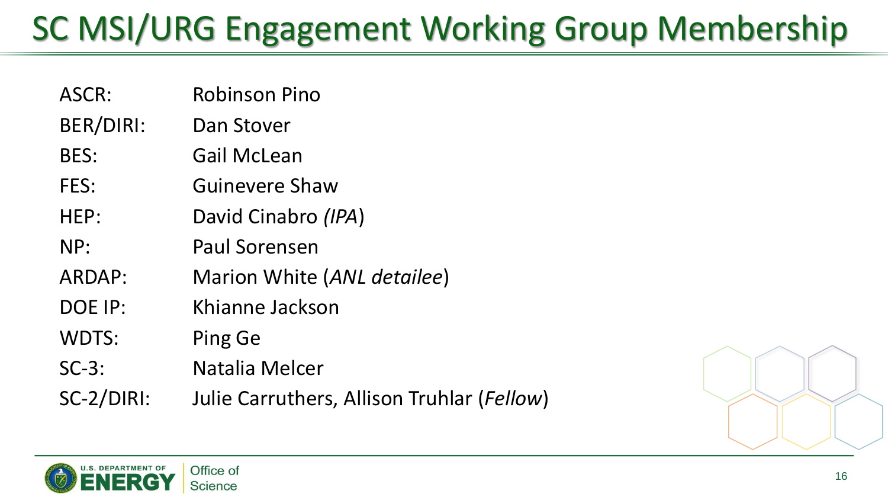# SC MSI/URG Engagement Working Group Membership

| | |
|---|---|
| ASCR: | Robinson Pino |
| BER/DIRI: | Dan Stover |
| BES: | Gail McLean |
| FES: | Guinevere Shaw |
| HEP: | David Cinabro *(IPA)* |
| NP: | Paul Sorensen |
| ARDAP: | Marion White (*ANL detailee*) |
| DOE IP: | Khianne Jackson |
| WDTS: | Ping Ge |
| SC-3: | Natalia Melcer |
| SC-2/DIRI: | Julie Carruthers, Allison Truhlar (*Fellow*) |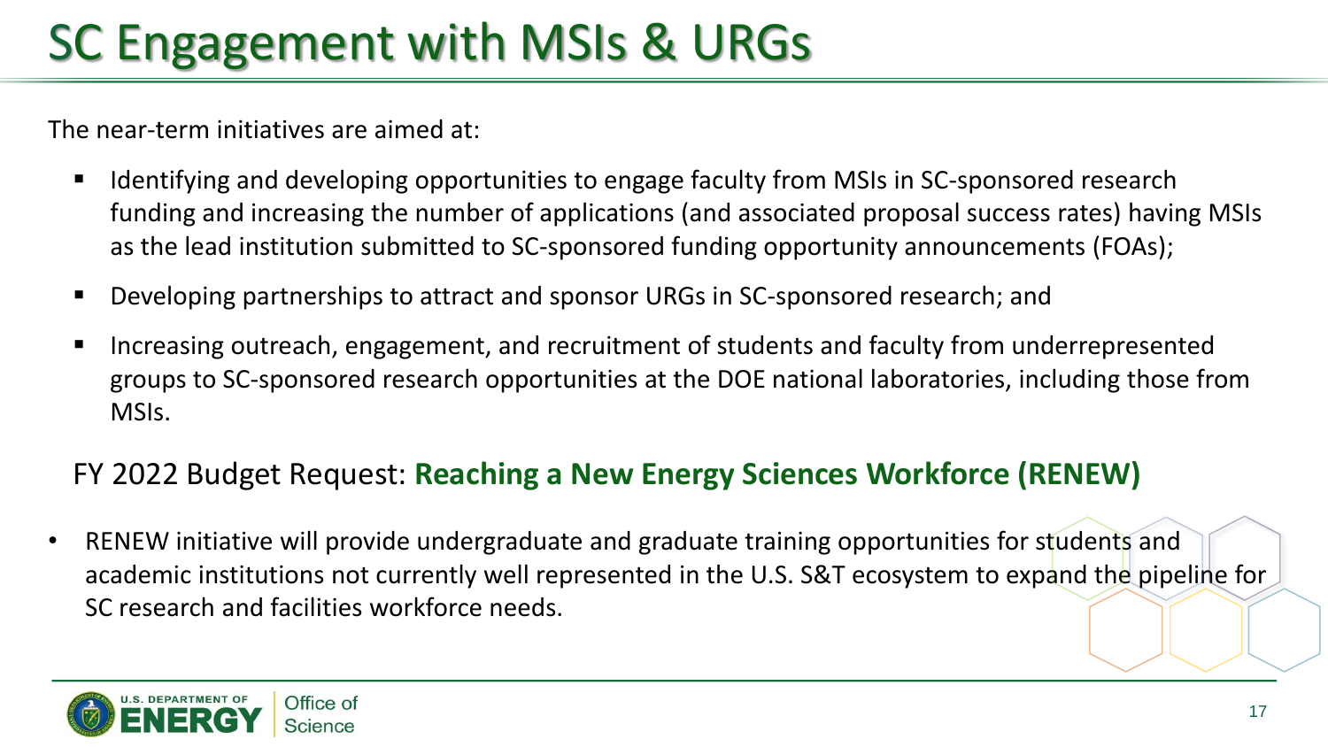# SC Engagement with MSIs & URGs

The near-term initiatives are aimed at:

- Identifying and developing opportunities to engage faculty from MSIs in SC-sponsored research funding and increasing the number of applications (and associated proposal success rates) having MSIs as the lead institution submitted to SC-sponsored funding opportunity announcements (FOAs);
- Developing partnerships to attract and sponsor URGs in SC-sponsored research; and
- Increasing outreach, engagement, and recruitment of students and faculty from underrepresented groups to SC-sponsored research opportunities at the DOE national laboratories, including those from MSIs.

## FY 2022 Budget Request: **Reaching a New Energy Sciences Workforce (RENEW)**

- RENEW initiative will provide undergraduate and graduate training opportunities for students and academic institutions not currently well represented in the U.S. S&T ecosystem to expand the pipeline for SC research and facilities workforce needs.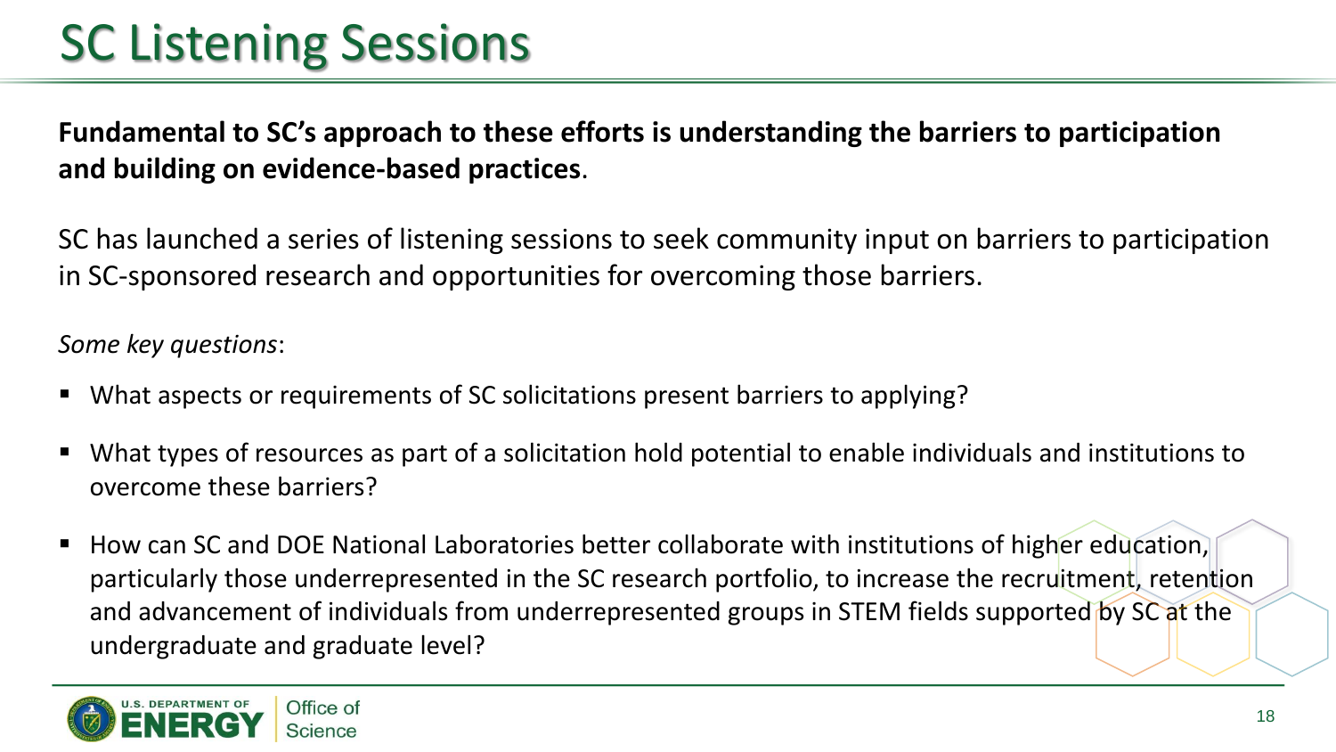# SC Listening Sessions

**Fundamental to SC's approach to these efforts is understanding the barriers to participation and building on evidence-based practices**.

SC has launched a series of listening sessions to seek community input on barriers to participation in SC-sponsored research and opportunities for overcoming those barriers.

*Some key questions*:

- What aspects or requirements of SC solicitations present barriers to applying?
- What types of resources as part of a solicitation hold potential to enable individuals and institutions to overcome these barriers?
- How can SC and DOE National Laboratories better collaborate with institutions of higher education, particularly those underrepresented in the SC research portfolio, to increase the recruitment, retention and advancement of individuals from underrepresented groups in STEM fields supported by SC at the undergraduate and graduate level?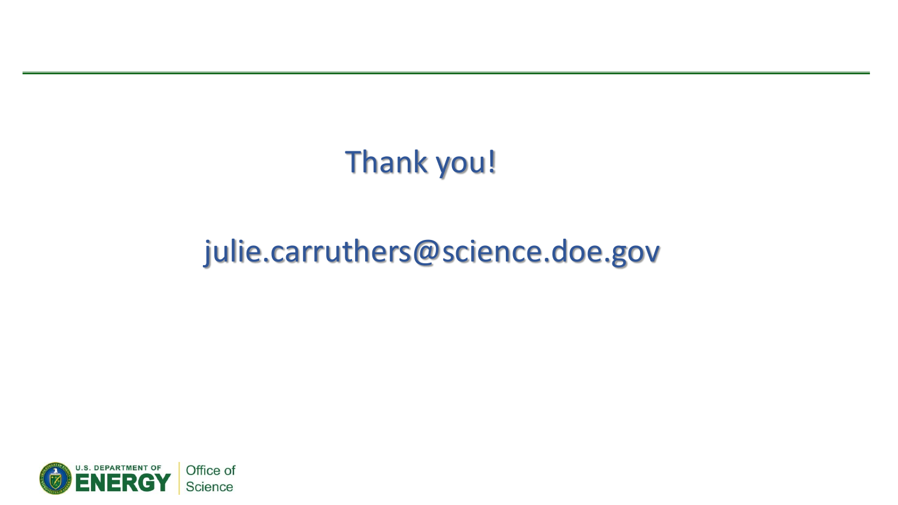Thank you!

julie.carruthers@science.doe.gov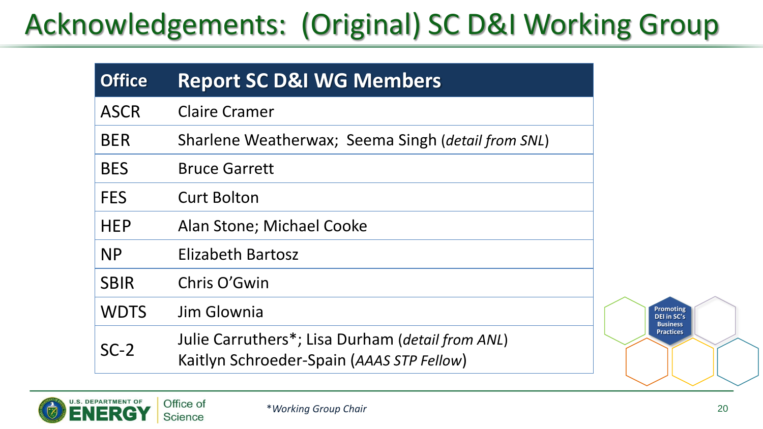# Acknowledgements: (Original) SC D&I Working Group

| Office | Report SC D&I WG Members |
|---|---|
| ASCR | Claire Cramer |
| BER | Sharlene Weatherwax; Seema Singh (*detail from SNL*) |
| BES | Bruce Garrett |
| FES | Curt Bolton |
| HEP | Alan Stone; Michael Cooke |
| NP | Elizabeth Bartosz |
| SBIR | Chris O'Gwin |
| WDTS | Jim Glownia |
| SC-2 | Julie Carruthers*; Lisa Durham (*detail from ANL*) Kaitlyn Schroeder-Spain (*AAAS STP Fellow*) |

Promoting DEI in SC's Business Practices

**U.S. DEPARTMENT OF ENERGY** | Office of Science

**Working Group Chair*